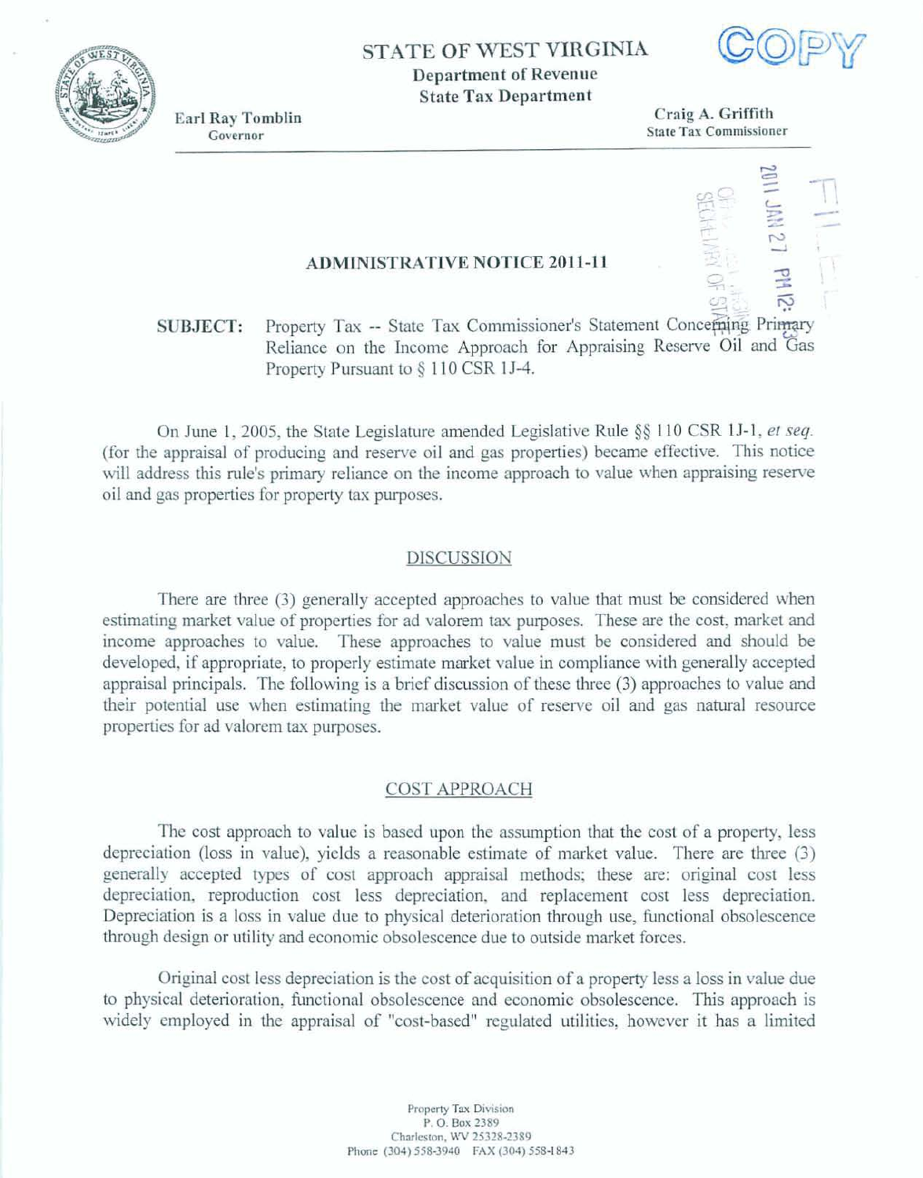STATE OF WEST VIRGINIA

Department of Revenue

State Tax Department

COPY

Earl Ray Tomblin
Governor

Craig A. Griffith
State Tax Commissioner

FILED

2011 JAN 27 PM 12:33

OFFICE WEST VIRGINIA SECRETARY OF STATE

## ADMINISTRATIVE NOTICE 2011-11

**SUBJECT:** Property Tax -- State Tax Commissioner's Statement Concerning Primary Reliance on the Income Approach for Appraising Reserve Oil and Gas Property Pursuant to § 110 CSR 1J-4.

On June 1, 2005, the State Legislature amended Legislative Rule §§ 110 CSR 1J-1, *et seq.* (for the appraisal of producing and reserve oil and gas properties) became effective. This notice will address this rule's primary reliance on the income approach to value when appraising reserve oil and gas properties for property tax purposes.

### DISCUSSION

There are three (3) generally accepted approaches to value that must be considered when estimating market value of properties for ad valorem tax purposes. These are the cost, market and income approaches to value. These approaches to value must be considered and should be developed, if appropriate, to properly estimate market value in compliance with generally accepted appraisal principals. The following is a brief discussion of these three (3) approaches to value and their potential use when estimating the market value of reserve oil and gas natural resource properties for ad valorem tax purposes.

### COST APPROACH

The cost approach to value is based upon the assumption that the cost of a property, less depreciation (loss in value), yields a reasonable estimate of market value. There are three (3) generally accepted types of cost approach appraisal methods; these are: original cost less depreciation, reproduction cost less depreciation, and replacement cost less depreciation. Depreciation is a loss in value due to physical deterioration through use, functional obsolescence through design or utility and economic obsolescence due to outside market forces.

Original cost less depreciation is the cost of acquisition of a property less a loss in value due to physical deterioration, functional obsolescence and economic obsolescence. This approach is widely employed in the appraisal of "cost-based" regulated utilities, however it has a limited

Property Tax Division
P. O. Box 2389
Charleston, WV 25328-2389
Phone (304) 558-3940 FAX (304) 558-1843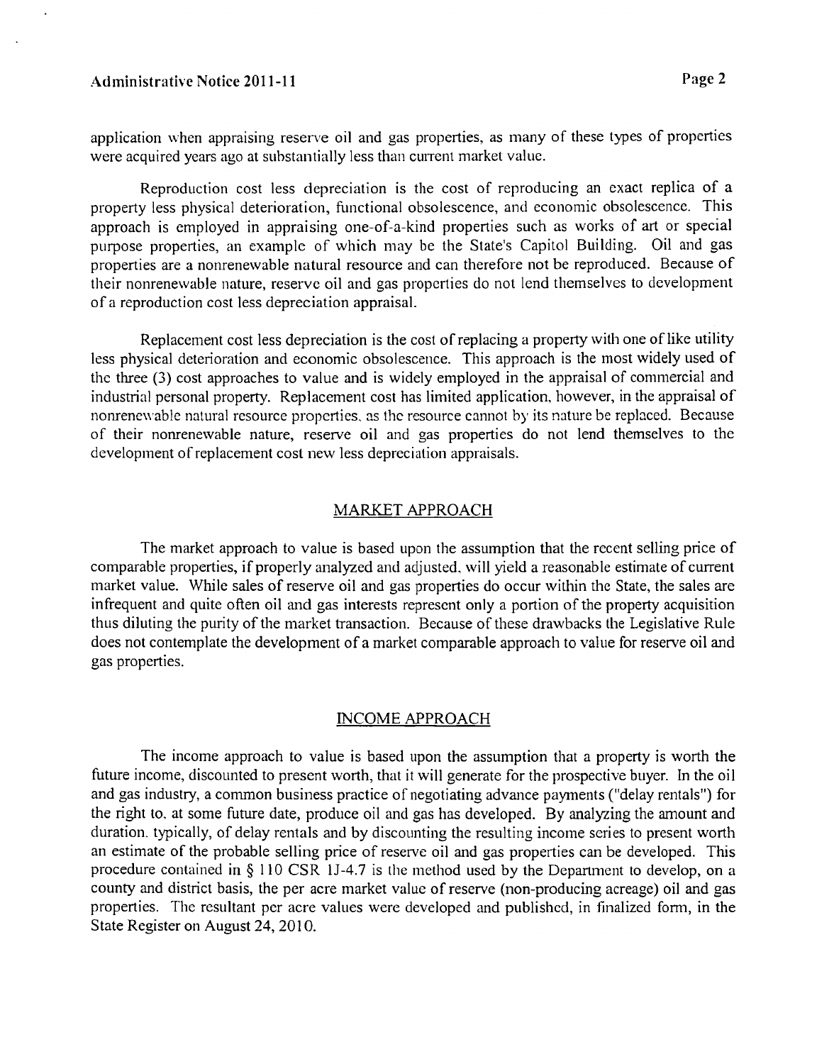application when appraising reserve oil and gas properties, as many of these types of properties were acquired years ago at substantially less than current market value.

Reproduction cost less depreciation is the cost of reproducing an exact replica of a property less physical deterioration, functional obsolescence, and economic obsolescence. This approach is employed in appraising one-of-a-kind properties such as works of art or special purpose properties, an example of which may be the State's Capitol Building. Oil and gas properties are a nonrenewable natural resource and can therefore not be reproduced. Because of their nonrenewable nature, reserve oil and gas properties do not lend themselves to development of a reproduction cost less depreciation appraisal.

Replacement cost less depreciation is the cost of replacing a property with one of like utility less physical deterioration and economic obsolescence. This approach is the most widely used of the three (3) cost approaches to value and is widely employed in the appraisal of commercial and industrial personal property. Replacement cost has limited application, however, in the appraisal of nonrenewable natural resource properties, as the resource cannot by its nature be replaced. Because of their nonrenewable nature, reserve oil and gas properties do not lend themselves to the development of replacement cost new less depreciation appraisals.

## MARKET APPROACH

The market approach to value is based upon the assumption that the recent selling price of comparable properties, if properly analyzed and adjusted, will yield a reasonable estimate of current market value. While sales of reserve oil and gas properties do occur within the State, the sales are infrequent and quite often oil and gas interests represent only a portion of the property acquisition thus diluting the purity of the market transaction. Because of these drawbacks the Legislative Rule does not contemplate the development of a market comparable approach to value for reserve oil and gas properties.

## INCOME APPROACH

The income approach to value is based upon the assumption that a property is worth the future income, discounted to present worth, that it will generate for the prospective buyer. In the oil and gas industry, a common business practice of negotiating advance payments ("delay rentals") for the right to, at some future date, produce oil and gas has developed. By analyzing the amount and duration, typically, of delay rentals and by discounting the resulting income series to present worth an estimate of the probable selling price of reserve oil and gas properties can be developed. This procedure contained in § 110 CSR 1J-4.7 is the method used by the Department to develop, on a county and district basis, the per acre market value of reserve (non-producing acreage) oil and gas properties. The resultant per acre values were developed and published, in finalized form, in the State Register on August 24, 2010.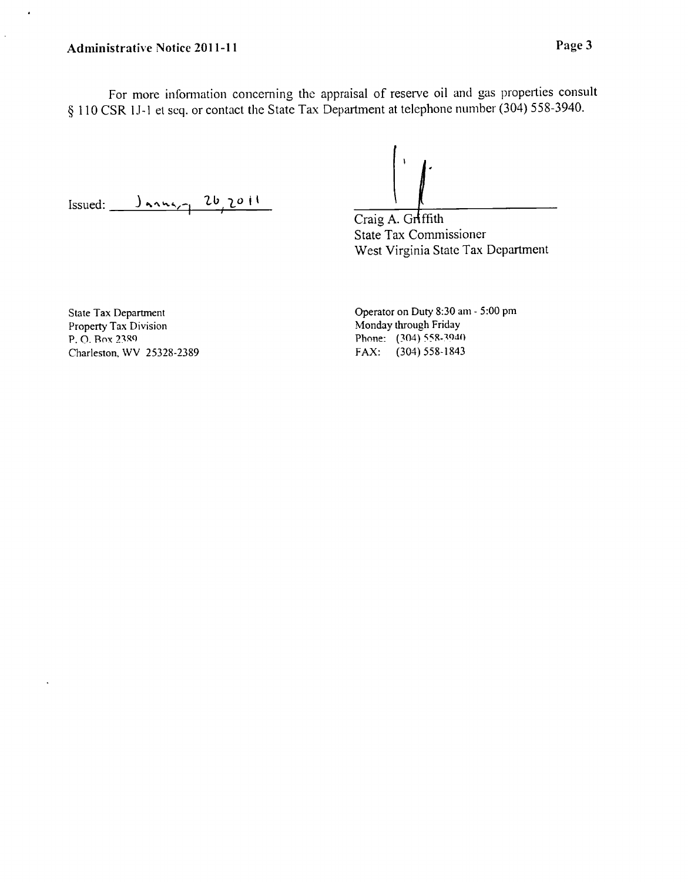For more information concerning the appraisal of reserve oil and gas properties consult § 110 CSR 1J-1 et seq. or contact the State Tax Department at telephone number (304) 558-3940.

Issued: January 26, 2011

Craig A. Griffith
State Tax Commissioner
West Virginia State Tax Department

State Tax Department
Property Tax Division
P. O. Box 2389
Charleston, WV 25328-2389

Operator on Duty 8:30 am - 5:00 pm
Monday through Friday
Phone: (304) 558-3940
FAX: (304) 558-1843